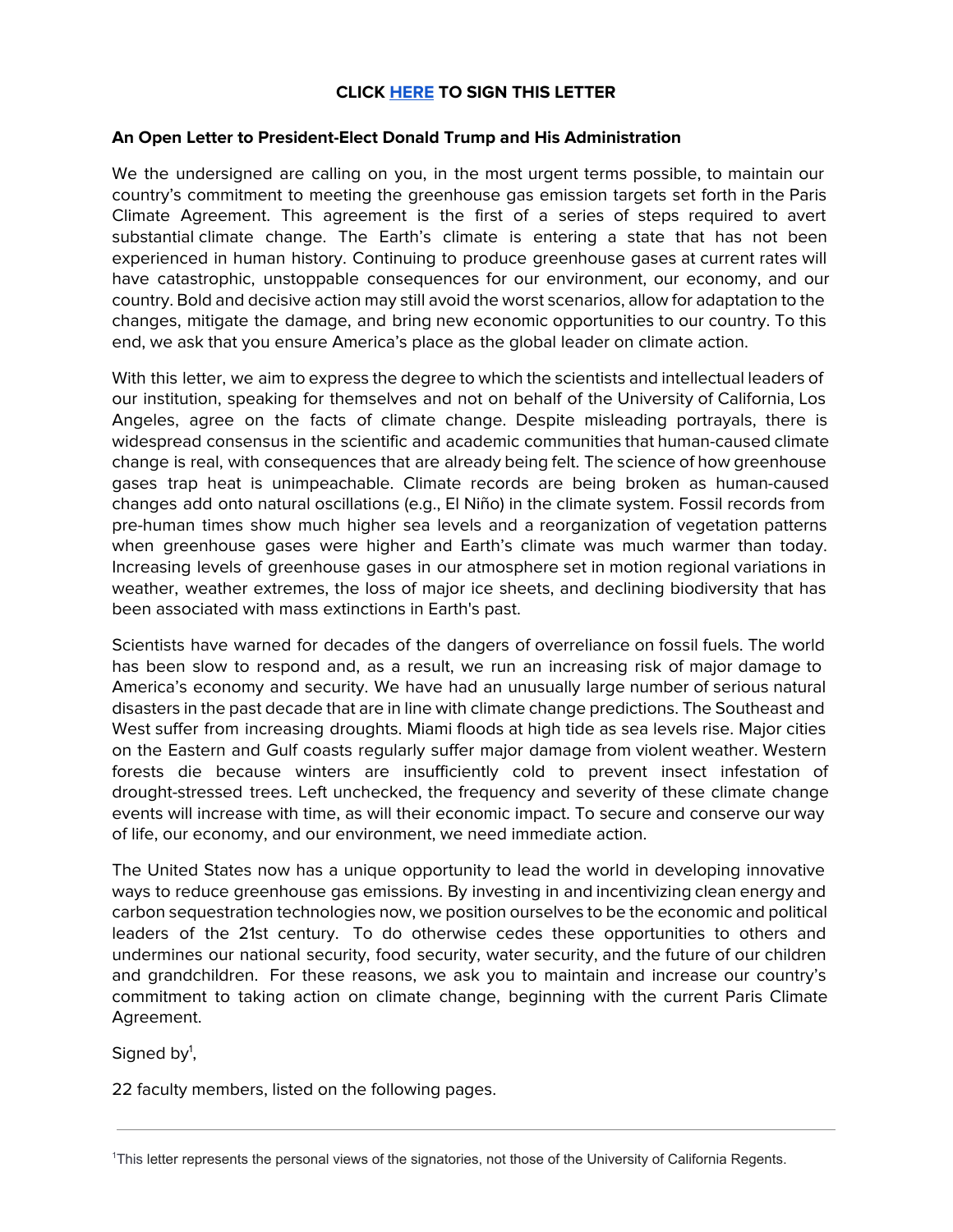**CLICK [HERE] TO SIGN THIS LETTER**

**An Open Letter to President-Elect Donald Trump and His Administration**

We the undersigned are calling on you, in the most urgent terms possible, to maintain our country's commitment to meeting the greenhouse gas emission targets set forth in the Paris Climate Agreement. This agreement is the first of a series of steps required to avert substantial climate change. The Earth's climate is entering a state that has not been experienced in human history. Continuing to produce greenhouse gases at current rates will have catastrophic, unstoppable consequences for our environment, our economy, and our country. Bold and decisive action may still avoid the worst scenarios, allow for adaptation to the changes, mitigate the damage, and bring new economic opportunities to our country. To this end, we ask that you ensure America's place as the global leader on climate action.

With this letter, we aim to express the degree to which the scientists and intellectual leaders of our institution, speaking for themselves and not on behalf of the University of California, Los Angeles, agree on the facts of climate change. Despite misleading portrayals, there is widespread consensus in the scientific and academic communities that human-caused climate change is real, with consequences that are already being felt. The science of how greenhouse gases trap heat is unimpeachable. Climate records are being broken as human-caused changes add onto natural oscillations (e.g., El Niño) in the climate system. Fossil records from pre-human times show much higher sea levels and a reorganization of vegetation patterns when greenhouse gases were higher and Earth's climate was much warmer than today. Increasing levels of greenhouse gases in our atmosphere set in motion regional variations in weather, weather extremes, the loss of major ice sheets, and declining biodiversity that has been associated with mass extinctions in Earth's past.

Scientists have warned for decades of the dangers of overreliance on fossil fuels. The world has been slow to respond and, as a result, we run an increasing risk of major damage to America's economy and security. We have had an unusually large number of serious natural disasters in the past decade that are in line with climate change predictions. The Southeast and West suffer from increasing droughts. Miami floods at high tide as sea levels rise. Major cities on the Eastern and Gulf coasts regularly suffer major damage from violent weather. Western forests die because winters are insufficiently cold to prevent insect infestation of drought-stressed trees. Left unchecked, the frequency and severity of these climate change events will increase with time, as will their economic impact. To secure and conserve our way of life, our economy, and our environment, we need immediate action.

The United States now has a unique opportunity to lead the world in developing innovative ways to reduce greenhouse gas emissions. By investing in and incentivizing clean energy and carbon sequestration technologies now, we position ourselves to be the economic and political leaders of the 21st century. To do otherwise cedes these opportunities to others and undermines our national security, food security, water security, and the future of our children and grandchildren. For these reasons, we ask you to maintain and increase our country's commitment to taking action on climate change, beginning with the current Paris Climate Agreement.

Signed by[1],

22 faculty members, listed on the following pages.

---

[1] This letter represents the personal views of the signatories, not those of the University of California Regents.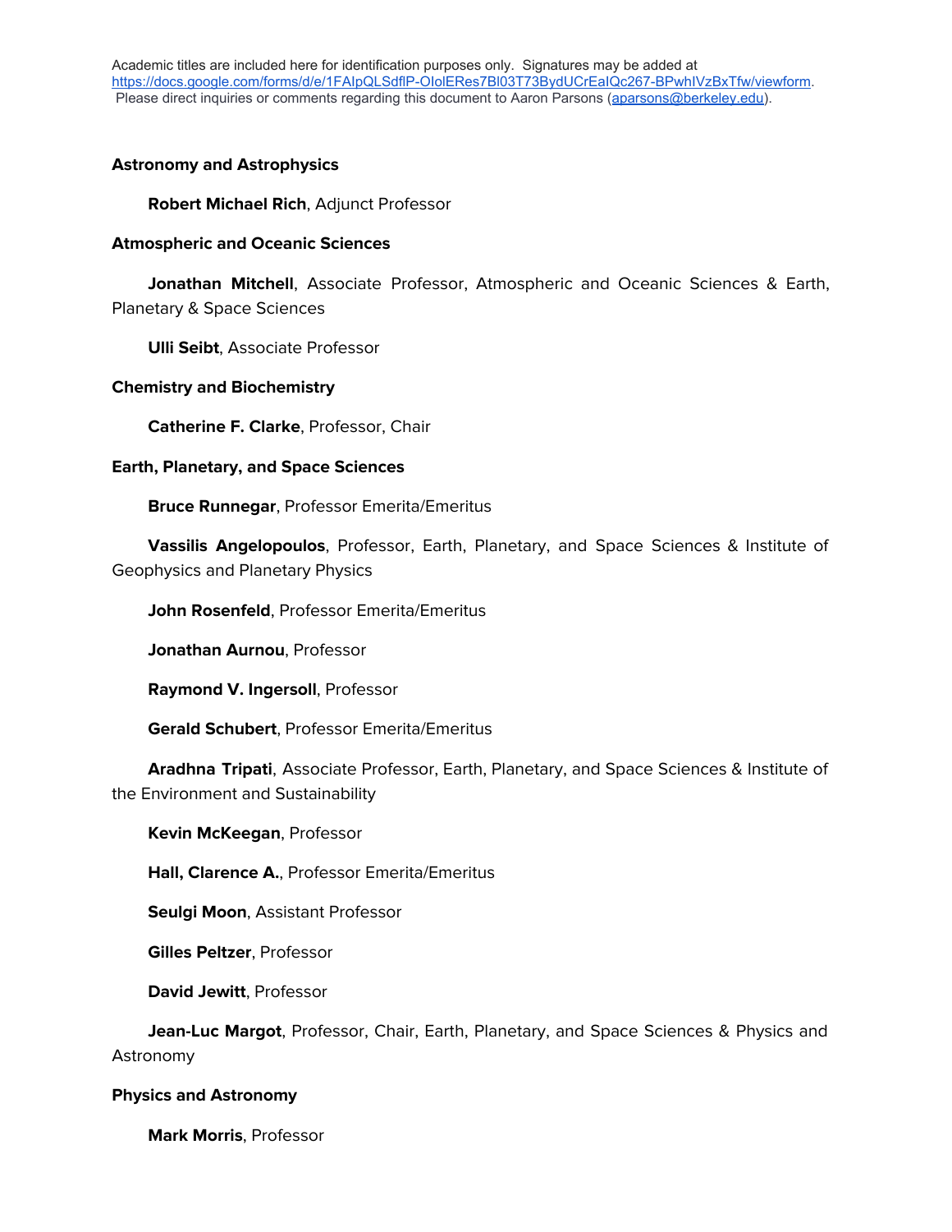Academic titles are included here for identification purposes only. Signatures may be added at https://docs.google.com/forms/d/e/1FAIpQLSdflP-OIolERes7Bl03T73BydUCrEaIQc267-BPwhIVzBxTfw/viewform. Please direct inquiries or comments regarding this document to Aaron Parsons (aparsons@berkeley.edu).

**Astronomy and Astrophysics**

**Robert Michael Rich**, Adjunct Professor

**Atmospheric and Oceanic Sciences**

**Jonathan Mitchell**, Associate Professor, Atmospheric and Oceanic Sciences & Earth, Planetary & Space Sciences

**Ulli Seibt**, Associate Professor

**Chemistry and Biochemistry**

**Catherine F. Clarke**, Professor, Chair

**Earth, Planetary, and Space Sciences**

**Bruce Runnegar**, Professor Emerita/Emeritus

**Vassilis Angelopoulos**, Professor, Earth, Planetary, and Space Sciences & Institute of Geophysics and Planetary Physics

**John Rosenfeld**, Professor Emerita/Emeritus

**Jonathan Aurnou**, Professor

**Raymond V. Ingersoll**, Professor

**Gerald Schubert**, Professor Emerita/Emeritus

**Aradhna Tripati**, Associate Professor, Earth, Planetary, and Space Sciences & Institute of the Environment and Sustainability

**Kevin McKeegan**, Professor

**Hall, Clarence A.**, Professor Emerita/Emeritus

**Seulgi Moon**, Assistant Professor

**Gilles Peltzer**, Professor

**David Jewitt**, Professor

**Jean-Luc Margot**, Professor, Chair, Earth, Planetary, and Space Sciences & Physics and Astronomy

**Physics and Astronomy**

**Mark Morris**, Professor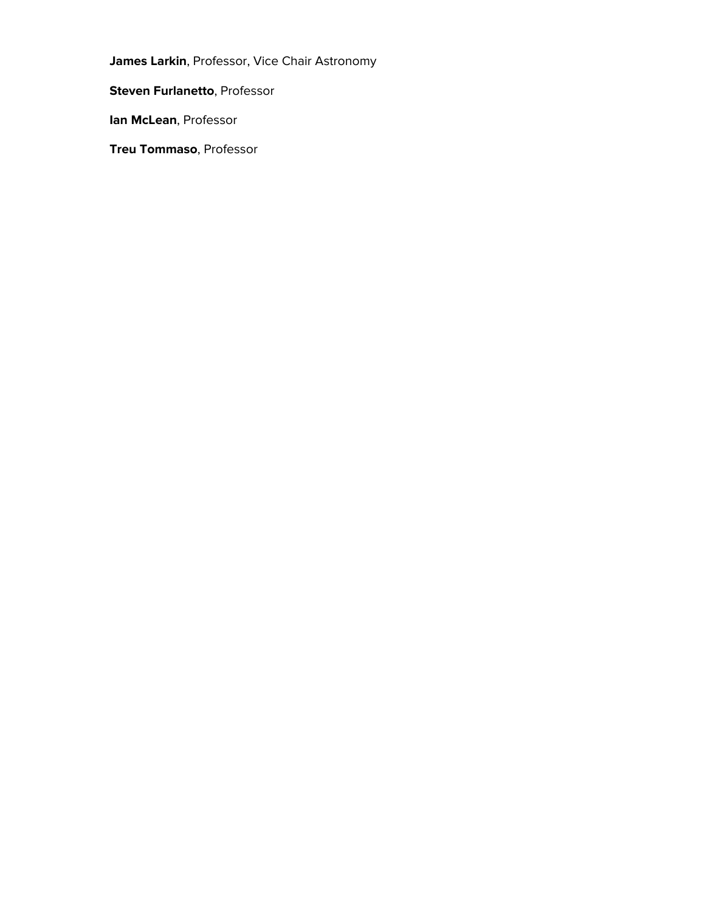**James Larkin**, Professor, Vice Chair Astronomy

**Steven Furlanetto**, Professor

**Ian McLean**, Professor

**Treu Tommaso**, Professor